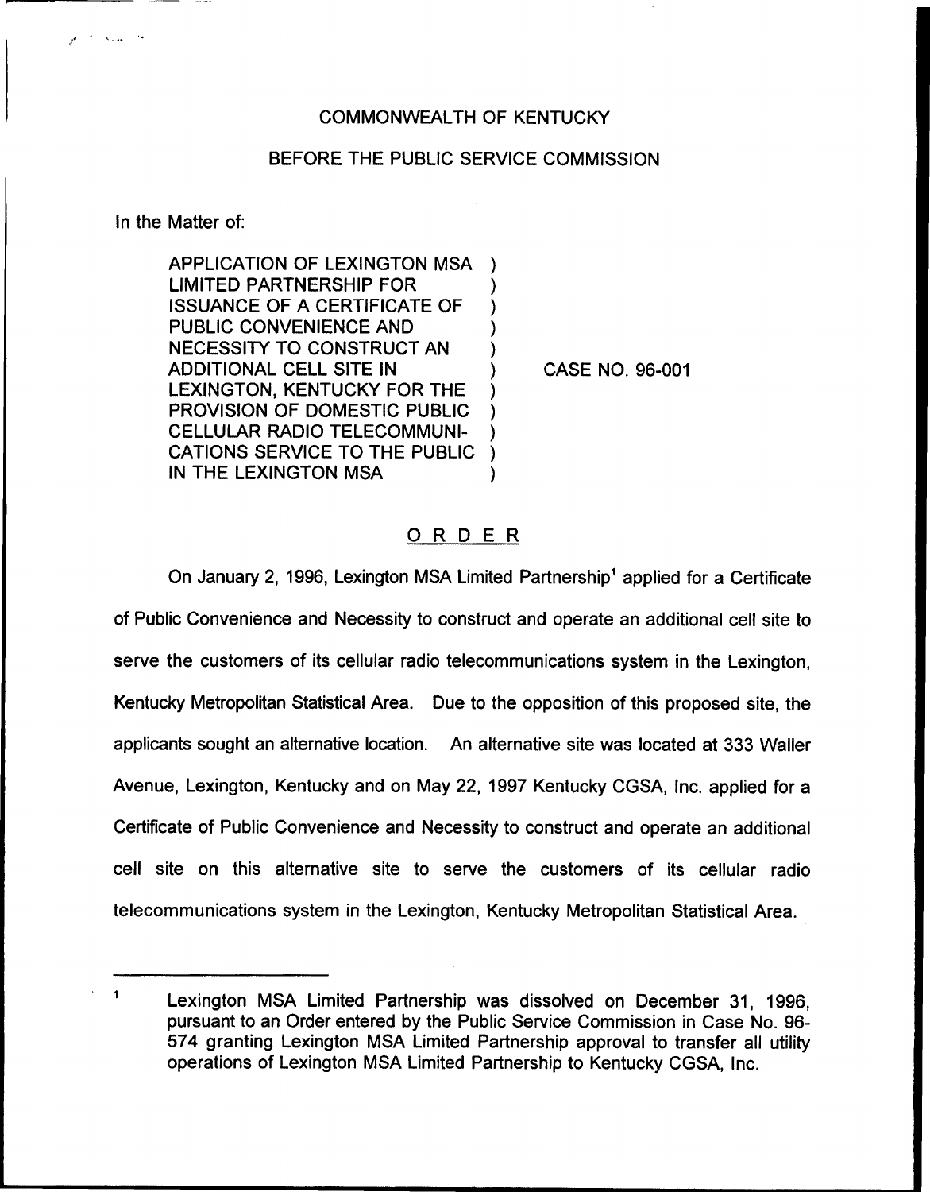COMMONWEALTH OF KENTUCKY

BEFORE THE PUBLIC SERVICE COMMISSION

In the Matter of:

| | |
|---|---|
| APPLICATION OF LEXINGTON MSA LIMITED PARTNERSHIP FOR ISSUANCE OF A CERTIFICATE OF PUBLIC CONVENIENCE AND NECESSITY TO CONSTRUCT AN ADDITIONAL CELL SITE IN LEXINGTON, KENTUCKY FOR THE PROVISION OF DOMESTIC PUBLIC CELLULAR RADIO TELECOMMUNICATIONS SERVICE TO THE PUBLIC IN THE LEXINGTON MSA | CASE NO. 96-001 |

## ORDER

On January 2, 1996, Lexington MSA Limited Partnership[1] applied for a Certificate of Public Convenience and Necessity to construct and operate an additional cell site to serve the customers of its cellular radio telecommunications system in the Lexington, Kentucky Metropolitan Statistical Area. Due to the opposition of this proposed site, the applicants sought an alternative location. An alternative site was located at 333 Waller Avenue, Lexington, Kentucky and on May 22, 1997 Kentucky CGSA, Inc. applied for a Certificate of Public Convenience and Necessity to construct and operate an additional cell site on this alternative site to serve the customers of its cellular radio telecommunications system in the Lexington, Kentucky Metropolitan Statistical Area.

[1] Lexington MSA Limited Partnership was dissolved on December 31, 1996, pursuant to an Order entered by the Public Service Commission in Case No. 96-574 granting Lexington MSA Limited Partnership approval to transfer all utility operations of Lexington MSA Limited Partnership to Kentucky CGSA, Inc.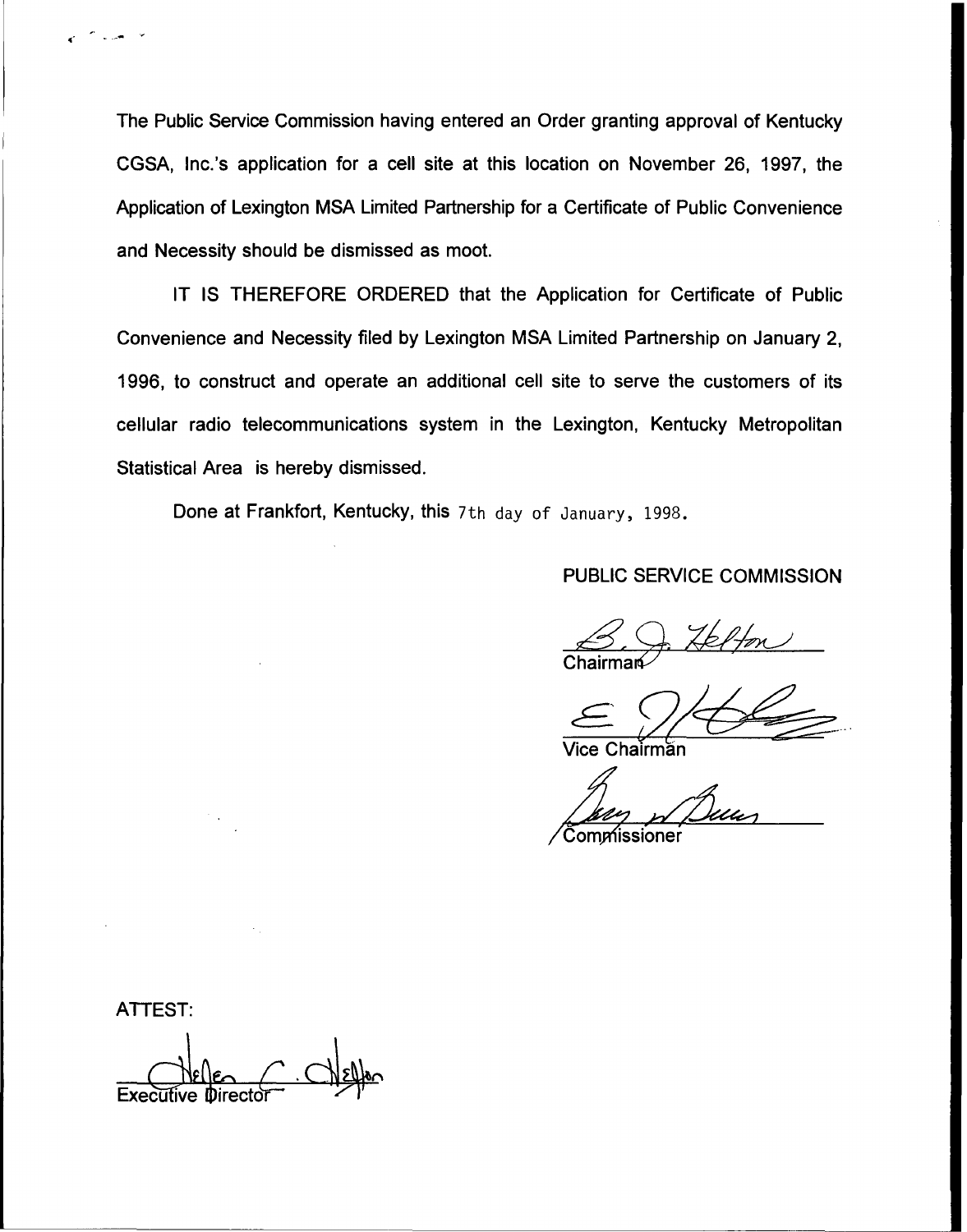The Public Service Commission having entered an Order granting approval of Kentucky CGSA, Inc.'s application for a cell site at this location on November 26, 1997, the Application of Lexington MSA Limited Partnership for a Certificate of Public Convenience and Necessity should be dismissed as moot.

IT IS THEREFORE ORDERED that the Application for Certificate of Public Convenience and Necessity filed by Lexington MSA Limited Partnership on January 2, 1996, to construct and operate an additional cell site to serve the customers of its cellular radio telecommunications system in the Lexington, Kentucky Metropolitan Statistical Area is hereby dismissed.

Done at Frankfort, Kentucky, this 7th day of January, 1998.

PUBLIC SERVICE COMMISSION

Chairman

Vice Chairman

Commissioner

ATTEST:

Executive Director